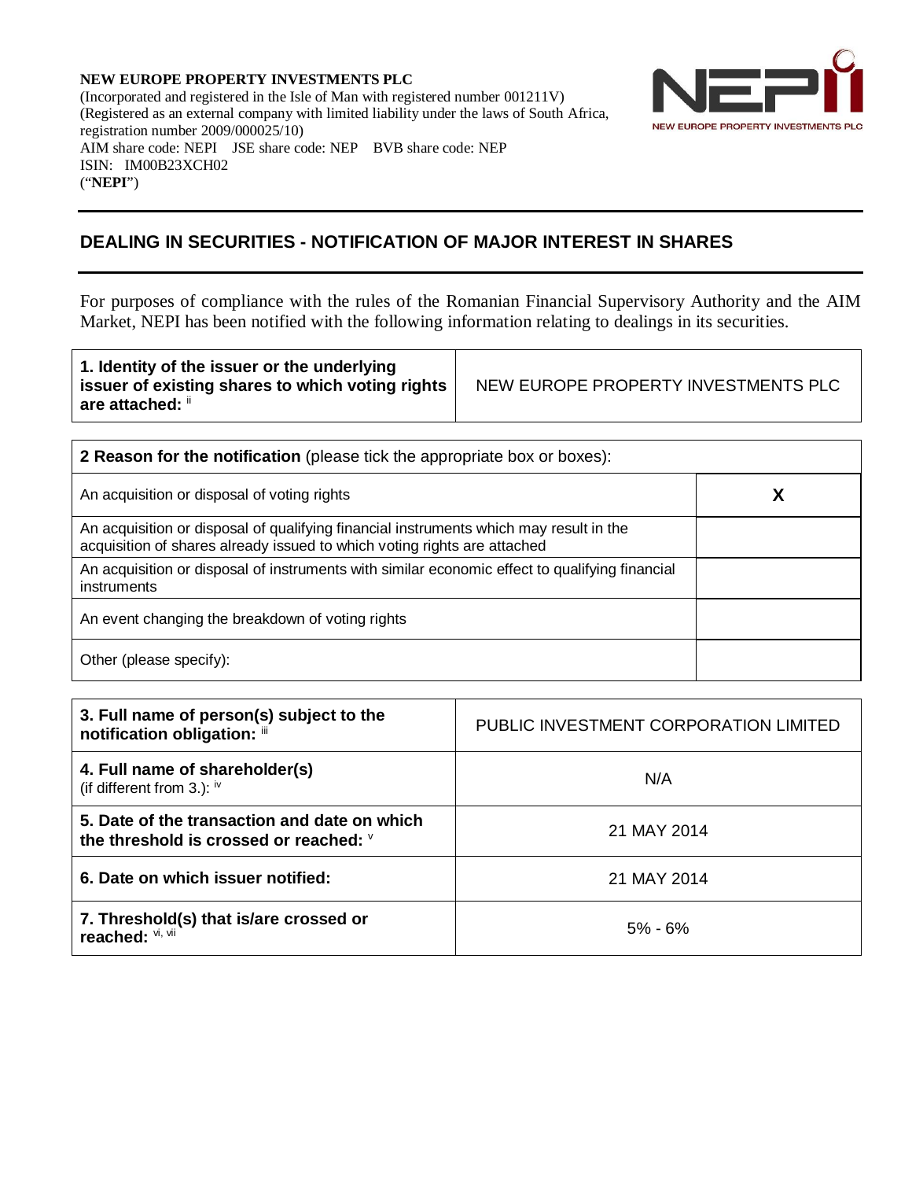**NEW EUROPE PROPERTY INVESTMENTS PLC**
(Incorporated and registered in the Isle of Man with registered number 001211V)
(Registered as an external company with limited liability under the laws of South Africa, registration number 2009/000025/10)
AIM share code: NEPI JSE share code: NEP BVB share code: NEP
ISIN: IM00B23XCH02
("**NEPI**")

## DEALING IN SECURITIES - NOTIFICATION OF MAJOR INTEREST IN SHARES

For purposes of compliance with the rules of the Romanian Financial Supervisory Authority and the AIM Market, NEPI has been notified with the following information relating to dealings in its securities.

| **1. Identity of the issuer or the underlying issuer of existing shares to which voting rights are attached:** [ii] | NEW EUROPE PROPERTY INVESTMENTS PLC |
|---|---|

| **2 Reason for the notification** (please tick the appropriate box or boxes): | |
|---|---|
| An acquisition or disposal of voting rights | X |
| An acquisition or disposal of qualifying financial instruments which may result in the acquisition of shares already issued to which voting rights are attached | |
| An acquisition or disposal of instruments with similar economic effect to qualifying financial instruments | |
| An event changing the breakdown of voting rights | |
| Other (please specify): | |

| **3. Full name of person(s) subject to the notification obligation:** [iii] | PUBLIC INVESTMENT CORPORATION LIMITED |
|---|---|
| **4. Full name of shareholder(s)** (if different from 3.): [iv] | N/A |
| **5. Date of the transaction and date on which the threshold is crossed or reached:** [v] | 21 MAY 2014 |
| **6. Date on which issuer notified:** | 21 MAY 2014 |
| **7. Threshold(s) that is/are crossed or reached:** [vi, vii] | 5% - 6% |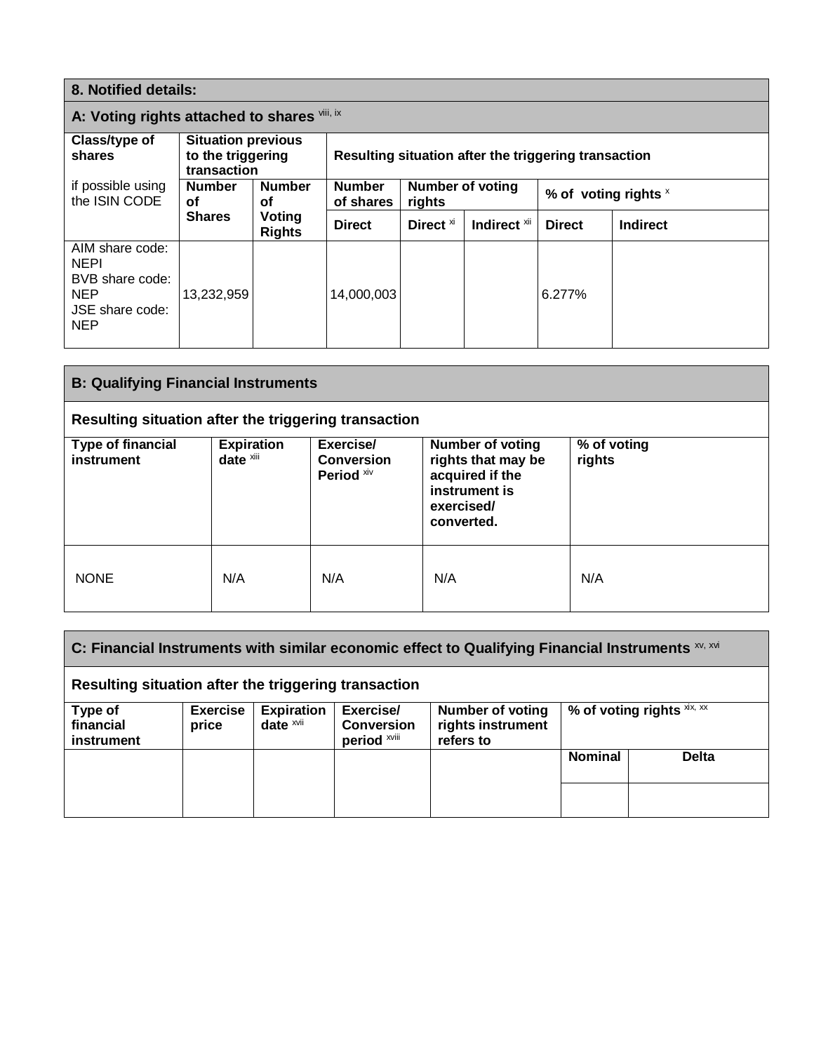## 8. Notified details:

### A: Voting rights attached to shares [viii, ix]

| Class/type of shares<br><br>if possible using the ISIN CODE | Situation previous to the triggering transaction | | Resulting situation after the triggering transaction | | | | |
|---|---|---|---|---|---|---|---|
| | Number of Shares | Number of Voting Rights | Number of shares | Number of voting rights | | % of voting rights [x] | |
| | | | Direct | Direct [xi] | Indirect [xii] | Direct | Indirect |
| AIM share code: NEPI<br>BVB share code: NEP<br>JSE share code: NEP | 13,232,959 | | 14,000,003 | | | 6.277% | |

### B: Qualifying Financial Instruments

**Resulting situation after the triggering transaction**

| Type of financial instrument | Expiration date [xiii] | Exercise/ Conversion Period [xiv] | Number of voting rights that may be acquired if the instrument is exercised/ converted. | % of voting rights |
|---|---|---|---|---|
| NONE | N/A | N/A | N/A | N/A |

### C: Financial Instruments with similar economic effect to Qualifying Financial Instruments [xv, xvi]

**Resulting situation after the triggering transaction**

| Type of financial instrument | Exercise price | Expiration date [xvii] | Exercise/ Conversion period [xviii] | Number of voting rights instrument refers to | % of voting rights [xix, xx] | |
|---|---|---|---|---|---|---|
| | | | | | Nominal | Delta |
| | | | | | | |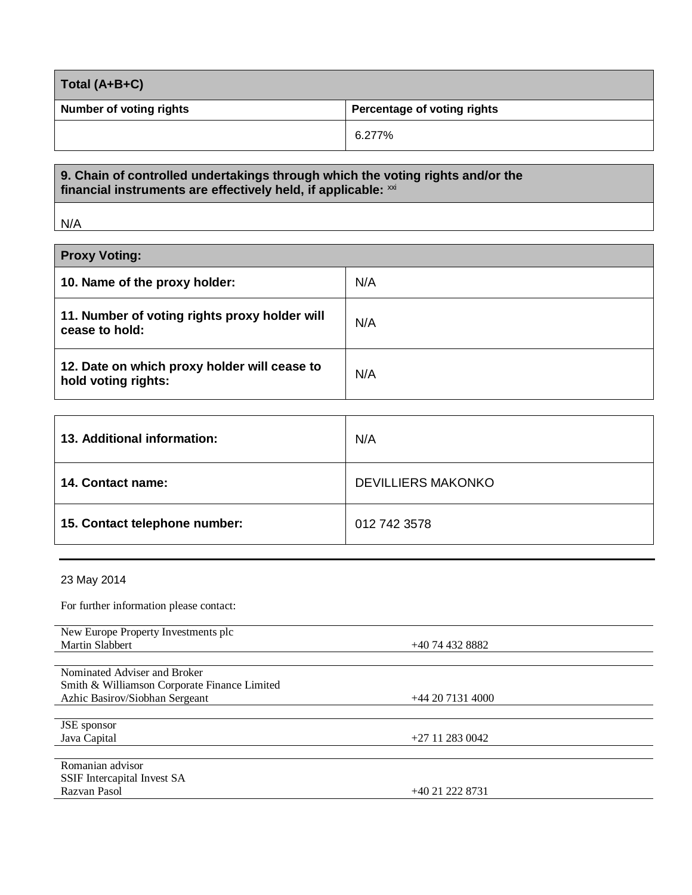| Total (A+B+C) | |
|---|---|
| **Number of voting rights** | **Percentage of voting rights** |
| | 6.277% |

| 9. Chain of controlled undertakings through which the voting rights and/or the financial instruments are effectively held, if applicable: [xxi] |
|---|
| N/A |

| Proxy Voting: | |
|---|---|
| **10. Name of the proxy holder:** | N/A |
| **11. Number of voting rights proxy holder will cease to hold:** | N/A |
| **12. Date on which proxy holder will cease to hold voting rights:** | N/A |

| | |
|---|---|
| **13. Additional information:** | N/A |
| **14. Contact name:** | DEVILLIERS MAKONKO |
| **15. Contact telephone number:** | 012 742 3578 |

23 May 2014

For further information please contact:

| | |
|---|---|
| New Europe Property Investments plc<br>Martin Slabbert | +40 74 432 8882 |
| Nominated Adviser and Broker<br>Smith & Williamson Corporate Finance Limited<br>Azhic Basirov/Siobhan Sergeant | +44 20 7131 4000 |
| JSE sponsor<br>Java Capital | +27 11 283 0042 |
| Romanian advisor<br>SSIF Intercapital Invest SA<br>Razvan Pasol | +40 21 222 8731 |